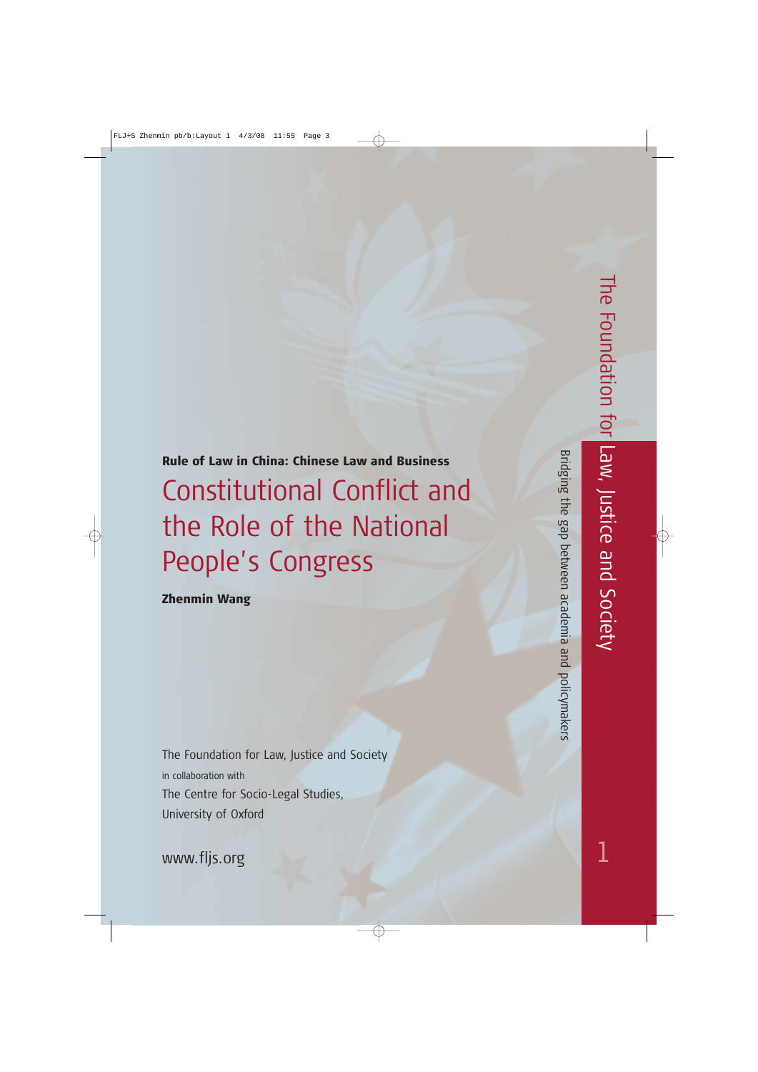**Rule of Law in China: Chinese Law and Business**

# Constitutional Conflict and the Role of the National People's Congress

**Zhenmin Wang**

The Foundation for Law, Justice and Society
in collaboration with
The Centre for Socio-Legal Studies,
University of Oxford

www.fljs.org

The Foundation for Law, Justice and Society

Bridging the gap between academia and policymakers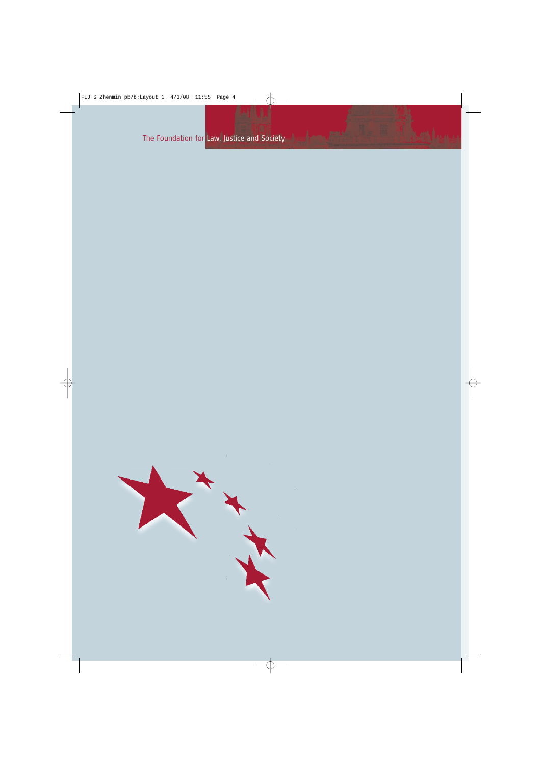The Foundation for Law, Justice and Society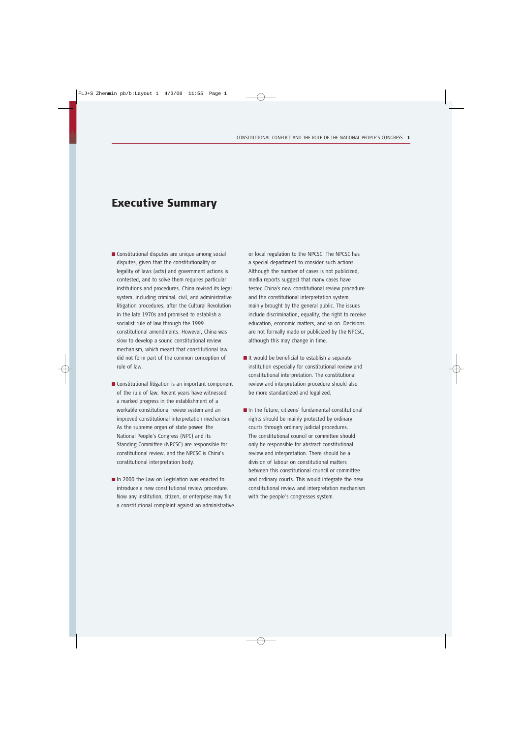# Executive Summary

- Constitutional disputes are unique among social disputes, given that the constitutionality or legality of laws (acts) and government actions is contested, and to solve them requires particular institutions and procedures. China revised its legal system, including criminal, civil, and administrative litigation procedures, after the Cultural Revolution in the late 1970s and promised to establish a socialist rule of law through the 1999 constitutional amendments. However, China was slow to develop a sound constitutional review mechanism, which meant that constitutional law did not form part of the common conception of rule of law.

- Constitutional litigation is an important component of the rule of law. Recent years have witnessed a marked progress in the establishment of a workable constitutional review system and an improved constitutional interpretation mechanism. As the supreme organ of state power, the National People's Congress (NPC) and its Standing Committee (NPCSC) are responsible for constitutional review, and the NPCSC is China's constitutional interpretation body.

- In 2000 the Law on Legislation was enacted to introduce a new constitutional review procedure. Now any institution, citizen, or enterprise may file a constitutional complaint against an administrative or local regulation to the NPCSC. The NPCSC has a special department to consider such actions. Although the number of cases is not publicized, media reports suggest that many cases have tested China's new constitutional review procedure and the constitutional interpretation system, mainly brought by the general public. The issues include discrimination, equality, the right to receive education, economic matters, and so on. Decisions are not formally made or publicized by the NPCSC, although this may change in time.

- It would be beneficial to establish a separate institution especially for constitutional review and constitutional interpretation. The constitutional review and interpretation procedure should also be more standardized and legalized.

- In the future, citizens' fundamental constitutional rights should be mainly protected by ordinary courts through ordinary judicial procedures. The constitutional council or committee should only be responsible for abstract constitutional review and interpretation. There should be a division of labour on constitutional matters between this constitutional council or committee and ordinary courts. This would integrate the new constitutional review and interpretation mechanism with the people's congresses system.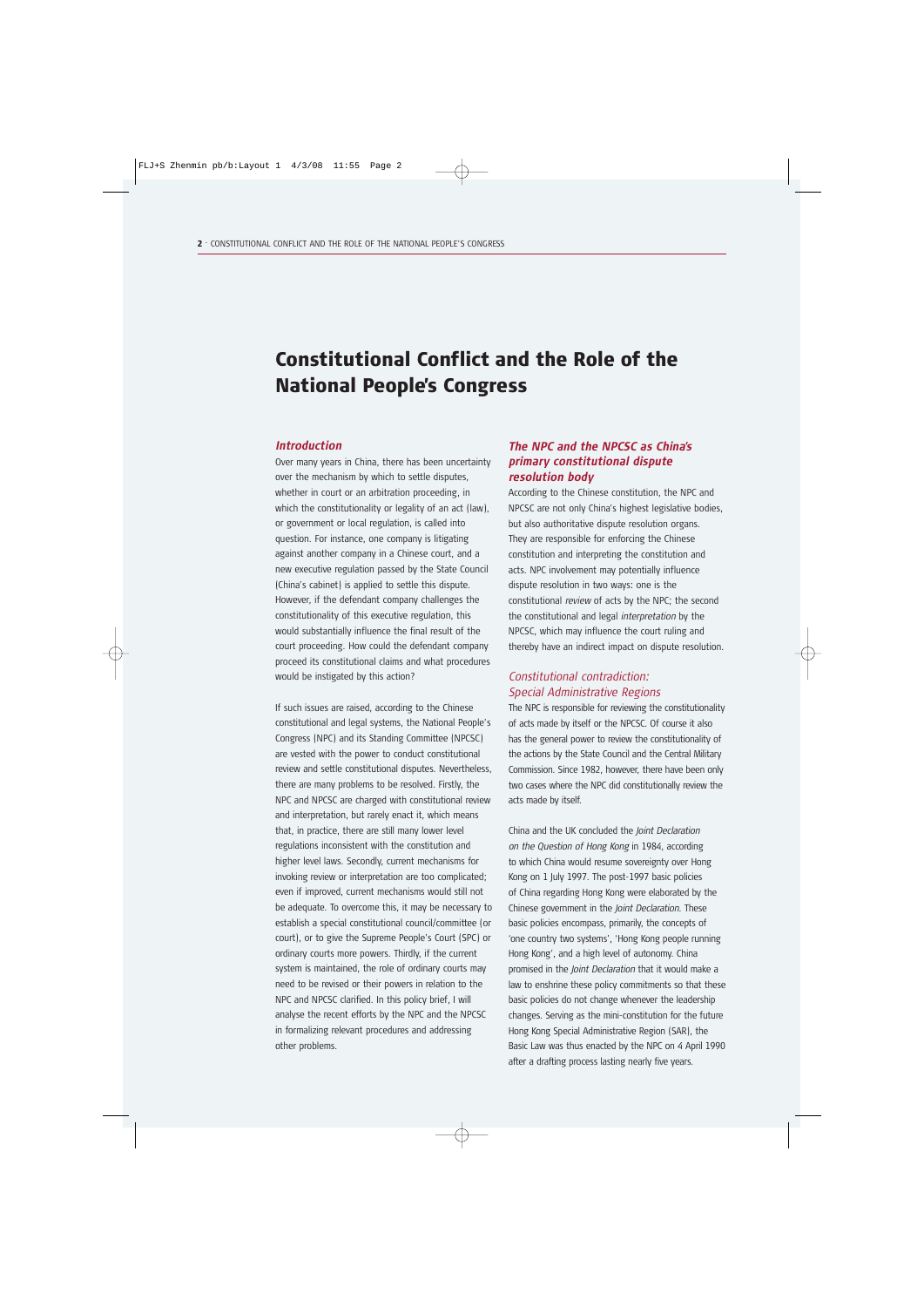# Constitutional Conflict and the Role of the National People's Congress

## *Introduction*

Over many years in China, there has been uncertainty over the mechanism by which to settle disputes, whether in court or an arbitration proceeding, in which the constitutionality or legality of an act (law), or government or local regulation, is called into question. For instance, one company is litigating against another company in a Chinese court, and a new executive regulation passed by the State Council (China's cabinet) is applied to settle this dispute. However, if the defendant company challenges the constitutionality of this executive regulation, this would substantially influence the final result of the court proceeding. How could the defendant company proceed its constitutional claims and what procedures would be instigated by this action?

If such issues are raised, according to the Chinese constitutional and legal systems, the National People's Congress (NPC) and its Standing Committee (NPCSC) are vested with the power to conduct constitutional review and settle constitutional disputes. Nevertheless, there are many problems to be resolved. Firstly, the NPC and NPCSC are charged with constitutional review and interpretation, but rarely enact it, which means that, in practice, there are still many lower level regulations inconsistent with the constitution and higher level laws. Secondly, current mechanisms for invoking review or interpretation are too complicated; even if improved, current mechanisms would still not be adequate. To overcome this, it may be necessary to establish a special constitutional council/committee (or court), or to give the Supreme People's Court (SPC) or ordinary courts more powers. Thirdly, if the current system is maintained, the role of ordinary courts may need to be revised or their powers in relation to the NPC and NPCSC clarified. In this policy brief, I will analyse the recent efforts by the NPC and the NPCSC in formalizing relevant procedures and addressing other problems.

## *The NPC and the NPCSC as China's primary constitutional dispute resolution body*

According to the Chinese constitution, the NPC and NPCSC are not only China's highest legislative bodies, but also authoritative dispute resolution organs. They are responsible for enforcing the Chinese constitution and interpreting the constitution and acts. NPC involvement may potentially influence dispute resolution in two ways: one is the constitutional *review* of acts by the NPC; the second the constitutional and legal *interpretation* by the NPCSC, which may influence the court ruling and thereby have an indirect impact on dispute resolution.

### *Constitutional contradiction: Special Administrative Regions*

The NPC is responsible for reviewing the constitutionality of acts made by itself or the NPCSC. Of course it also has the general power to review the constitutionality of the actions by the State Council and the Central Military Commission. Since 1982, however, there have been only two cases where the NPC did constitutionally review the acts made by itself.

China and the UK concluded the *Joint Declaration on the Question of Hong Kong* in 1984, according to which China would resume sovereignty over Hong Kong on 1 July 1997. The post-1997 basic policies of China regarding Hong Kong were elaborated by the Chinese government in the *Joint Declaration*. These basic policies encompass, primarily, the concepts of 'one country two systems', 'Hong Kong people running Hong Kong', and a high level of autonomy. China promised in the *Joint Declaration* that it would make a law to enshrine these policy commitments so that these basic policies do not change whenever the leadership changes. Serving as the mini-constitution for the future Hong Kong Special Administrative Region (SAR), the Basic Law was thus enacted by the NPC on 4 April 1990 after a drafting process lasting nearly five years.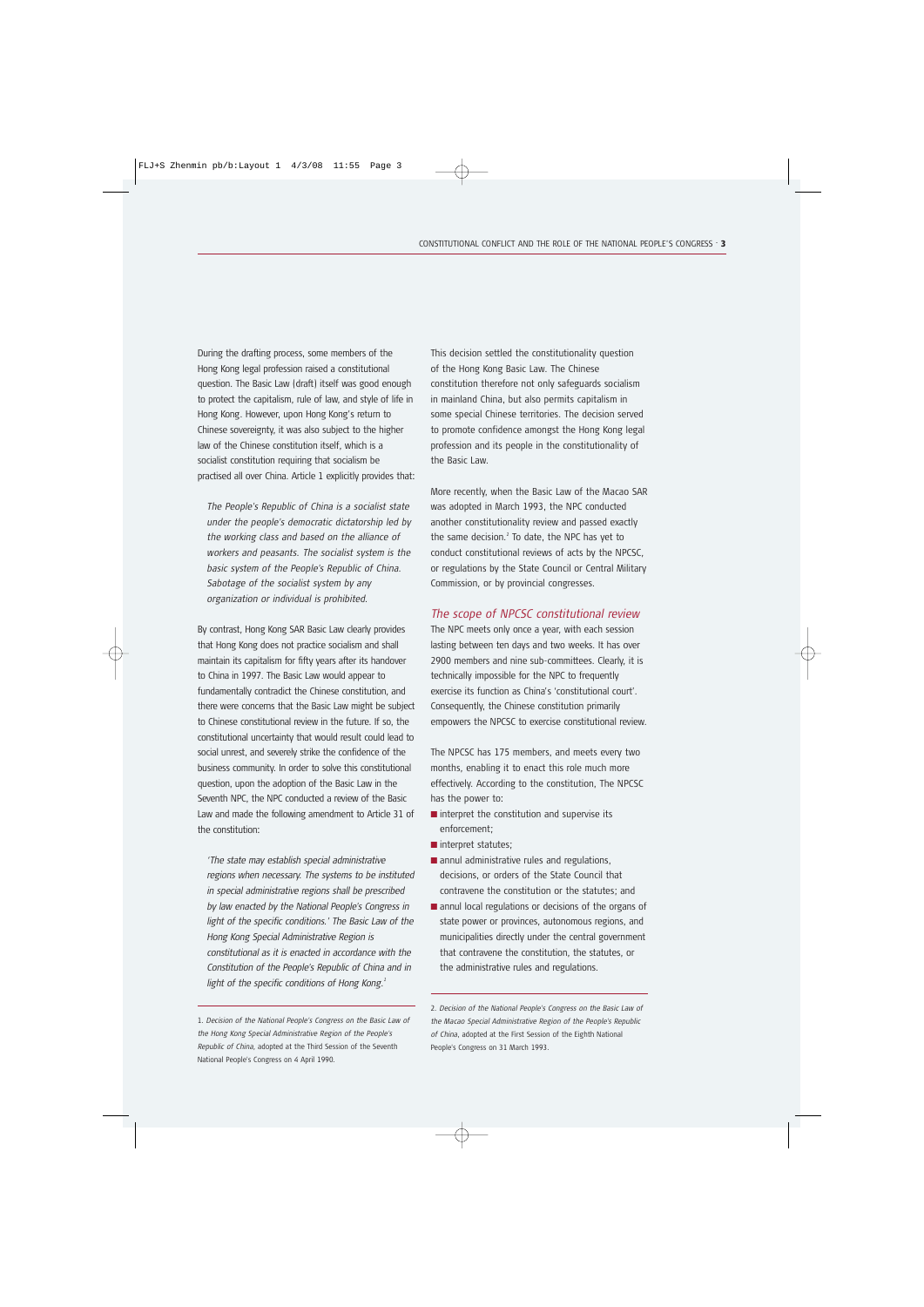During the drafting process, some members of the Hong Kong legal profession raised a constitutional question. The Basic Law (draft) itself was good enough to protect the capitalism, rule of law, and style of life in Hong Kong. However, upon Hong Kong's return to Chinese sovereignty, it was also subject to the higher law of the Chinese constitution itself, which is a socialist constitution requiring that socialism be practised all over China. Article 1 explicitly provides that:

> *The People's Republic of China is a socialist state under the people's democratic dictatorship led by the working class and based on the alliance of workers and peasants. The socialist system is the basic system of the People's Republic of China. Sabotage of the socialist system by any organization or individual is prohibited.*

By contrast, Hong Kong SAR Basic Law clearly provides that Hong Kong does not practice socialism and shall maintain its capitalism for fifty years after its handover to China in 1997. The Basic Law would appear to fundamentally contradict the Chinese constitution, and there were concerns that the Basic Law might be subject to Chinese constitutional review in the future. If so, the constitutional uncertainty that would result could lead to social unrest, and severely strike the confidence of the business community. In order to solve this constitutional question, upon the adoption of the Basic Law in the Seventh NPC, the NPC conducted a review of the Basic Law and made the following amendment to Article 31 of the constitution:

> *'The state may establish special administrative regions when necessary. The systems to be instituted in special administrative regions shall be prescribed by law enacted by the National People's Congress in light of the specific conditions.' The Basic Law of the Hong Kong Special Administrative Region is constitutional as it is enacted in accordance with the Constitution of the People's Republic of China and in light of the specific conditions of Hong Kong.*[1]

This decision settled the constitutionality question of the Hong Kong Basic Law. The Chinese constitution therefore not only safeguards socialism in mainland China, but also permits capitalism in some special Chinese territories. The decision served to promote confidence amongst the Hong Kong legal profession and its people in the constitutionality of the Basic Law.

More recently, when the Basic Law of the Macao SAR was adopted in March 1993, the NPC conducted another constitutionality review and passed exactly the same decision.[2] To date, the NPC has yet to conduct constitutional reviews of acts by the NPCSC, or regulations by the State Council or Central Military Commission, or by provincial congresses.

## The scope of NPCSC constitutional review

The NPC meets only once a year, with each session lasting between ten days and two weeks. It has over 2900 members and nine sub-committees. Clearly, it is technically impossible for the NPC to frequently exercise its function as China's 'constitutional court'. Consequently, the Chinese constitution primarily empowers the NPCSC to exercise constitutional review.

The NPCSC has 175 members, and meets every two months, enabling it to enact this role much more effectively. According to the constitution, The NPCSC has the power to:

- interpret the constitution and supervise its enforcement;
- interpret statutes;
- annul administrative rules and regulations, decisions, or orders of the State Council that contravene the constitution or the statutes; and
- annul local regulations or decisions of the organs of state power or provinces, autonomous regions, and municipalities directly under the central government that contravene the constitution, the statutes, or the administrative rules and regulations.

---

1. *Decision of the National People's Congress on the Basic Law of the Hong Kong Special Administrative Region of the People's Republic of China*, adopted at the Third Session of the Seventh National People's Congress on 4 April 1990.

2. *Decision of the National People's Congress on the Basic Law of the Macao Special Administrative Region of the People's Republic of China*, adopted at the First Session of the Eighth National People's Congress on 31 March 1993.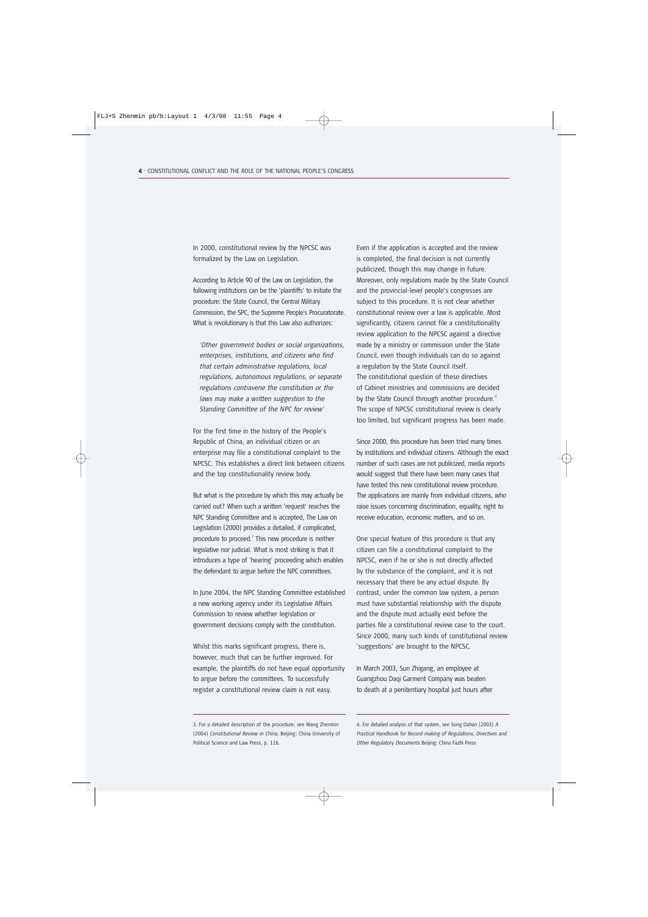In 2000, constitutional review by the NPCSC was formalized by the Law on Legislation.

According to Article 90 of the Law on Legislation, the following institutions can be the 'plaintiffs' to initiate the procedure: the State Council, the Central Military Commission, the SPC, the Supreme People's Procuratorate. What is revolutionary is that this Law also authorizes:

> *'Other government bodies or social organizations, enterprises, institutions, and citizens who find that certain administrative regulations, local regulations, autonomous regulations, or separate regulations contravene the constitution or the laws may make a written suggestion to the Standing Committee of the NPC for review'*

For the first time in the history of the People's Republic of China, an individual citizen or an enterprise may file a constitutional complaint to the NPCSC. This establishes a direct link between citizens and the top constitutionality review body.

But what is the procedure by which this may actually be carried out? When such a written 'request' reaches the NPC Standing Committee and is accepted, The Law on Legislation (2000) provides a detailed, if complicated, procedure to proceed.[3] This new procedure is neither legislative nor judicial. What is most striking is that it introduces a type of 'hearing' proceeding which enables the defendant to argue before the NPC committees.

In June 2004, the NPC Standing Committee established a new working agency under its Legislative Affairs Commission to review whether legislation or government decisions comply with the constitution.

Whilst this marks significant progress, there is, however, much that can be further improved. For example, the plaintiffs do not have equal opportunity to argue before the committees. To successfully register a constitutional review claim is not easy.

Even if the application is accepted and the review is completed, the final decision is not currently publicized, though this may change in future. Moreover, only regulations made by the State Council and the provincial-level people's congresses are subject to this procedure. It is not clear whether constitutional review over a law is applicable. Most significantly, citizens cannot file a constitutionality review application to the NPCSC against a directive made by a ministry or commission under the State Council, even though individuals can do so against a regulation by the State Council itself. The constitutional question of these directives of Cabinet ministries and commissions are decided by the State Council through another procedure.[4] The scope of NPCSC constitutional review is clearly too limited, but significant progress has been made.

Since 2000, this procedure has been tried many times by institutions and individual citizens. Although the exact number of such cases are not publicized, media reports would suggest that there have been many cases that have tested this new constitutional review procedure. The applications are mainly from individual citizens, who raise issues concerning discrimination, equality, right to receive education, economic matters, and so on.

One special feature of this procedure is that any citizen can file a constitutional complaint to the NPCSC, even if he or she is not directly affected by the substance of the complaint, and it is not necessary that there be any actual dispute. By contrast, under the common law system, a person must have substantial relationship with the dispute and the dispute must actually exist before the parties file a constitutional review case to the court. Since 2000, many such kinds of constitutional review 'suggestions' are brought to the NPCSC.

In March 2003, Sun Zhigang, an employee at Guangzhou Daqi Garment Company was beaten to death at a penitentiary hospital just hours after

---

3. For a detailed description of the procedure, see Wang Zhenmin (2004) *Constitutional Review in China*. Beijing: China University of Political Science and Law Press, p. 116.

4. For detailed analysis of that system, see Song Dahan (2003) *A Practical Handbook for Record-making of Regulations, Directives and Other Regulatory Documents* Beijing: China Fazhi Press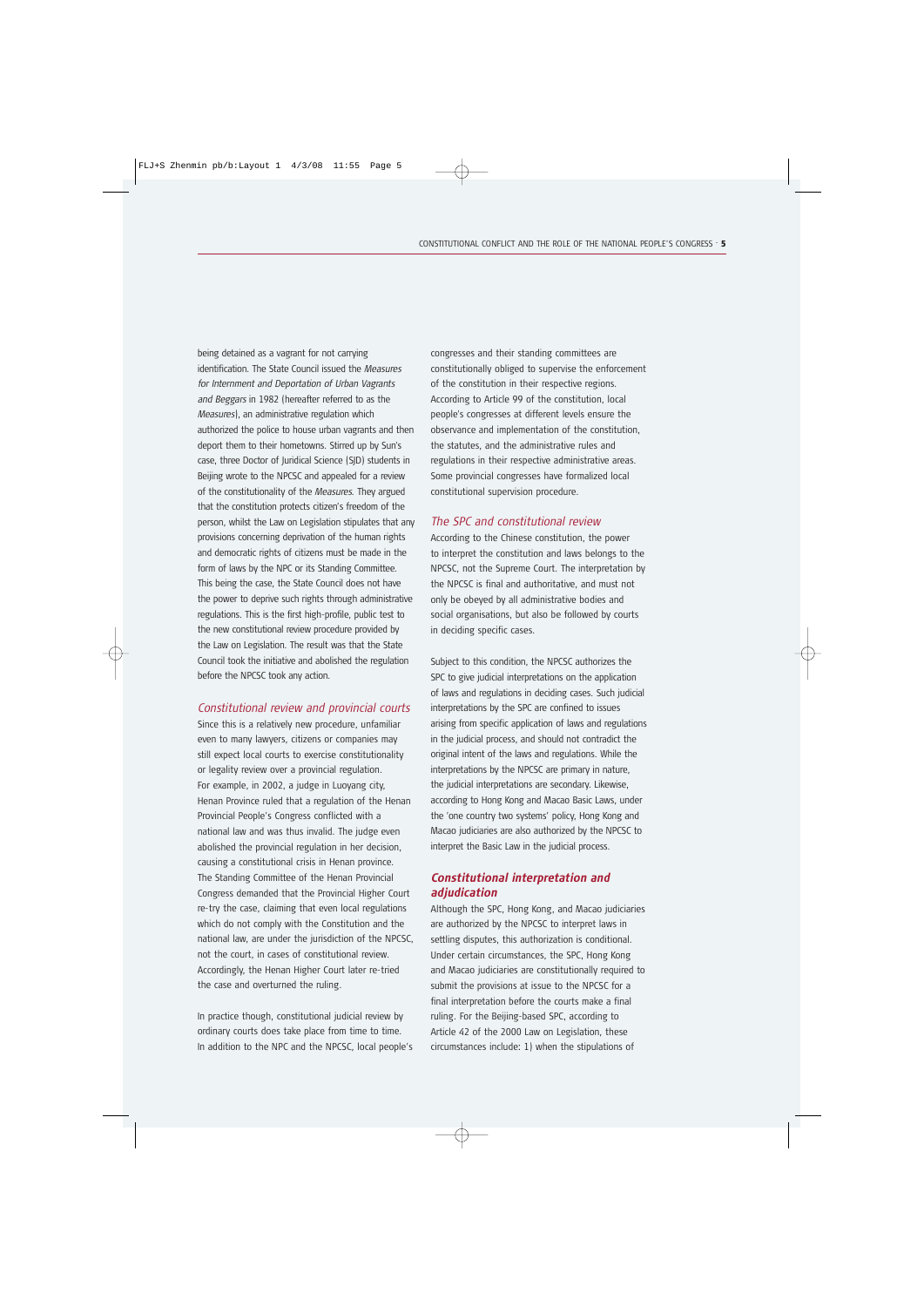being detained as a vagrant for not carrying identification. The State Council issued the *Measures for Internment and Deportation of Urban Vagrants and Beggars* in 1982 (hereafter referred to as the *Measures*), an administrative regulation which authorized the police to house urban vagrants and then deport them to their hometowns. Stirred up by Sun's case, three Doctor of Juridical Science (SJD) students in Beijing wrote to the NPCSC and appealed for a review of the constitutionality of the *Measures*. They argued that the constitution protects citizen's freedom of the person, whilst the Law on Legislation stipulates that any provisions concerning deprivation of the human rights and democratic rights of citizens must be made in the form of laws by the NPC or its Standing Committee. This being the case, the State Council does not have the power to deprive such rights through administrative regulations. This is the first high-profile, public test to the new constitutional review procedure provided by the Law on Legislation. The result was that the State Council took the initiative and abolished the regulation before the NPCSC took any action.

### *Constitutional review and provincial courts*

Since this is a relatively new procedure, unfamiliar even to many lawyers, citizens or companies may still expect local courts to exercise constitutionality or legality review over a provincial regulation. For example, in 2002, a judge in Luoyang city, Henan Province ruled that a regulation of the Henan Provincial People's Congress conflicted with a national law and was thus invalid. The judge even abolished the provincial regulation in her decision, causing a constitutional crisis in Henan province. The Standing Committee of the Henan Provincial Congress demanded that the Provincial Higher Court re-try the case, claiming that even local regulations which do not comply with the Constitution and the national law, are under the jurisdiction of the NPCSC, not the court, in cases of constitutional review. Accordingly, the Henan Higher Court later re-tried the case and overturned the ruling.

In practice though, constitutional judicial review by ordinary courts does take place from time to time. In addition to the NPC and the NPCSC, local people's congresses and their standing committees are constitutionally obliged to supervise the enforcement of the constitution in their respective regions. According to Article 99 of the constitution, local people's congresses at different levels ensure the observance and implementation of the constitution, the statutes, and the administrative rules and regulations in their respective administrative areas. Some provincial congresses have formalized local constitutional supervision procedure.

### *The SPC and constitutional review*

According to the Chinese constitution, the power to interpret the constitution and laws belongs to the NPCSC, not the Supreme Court. The interpretation by the NPCSC is final and authoritative, and must not only be obeyed by all administrative bodies and social organisations, but also be followed by courts in deciding specific cases.

Subject to this condition, the NPCSC authorizes the SPC to give judicial interpretations on the application of laws and regulations in deciding cases. Such judicial interpretations by the SPC are confined to issues arising from specific application of laws and regulations in the judicial process, and should not contradict the original intent of the laws and regulations. While the interpretations by the NPCSC are primary in nature, the judicial interpretations are secondary. Likewise, according to Hong Kong and Macao Basic Laws, under the 'one country two systems' policy, Hong Kong and Macao judiciaries are also authorized by the NPCSC to interpret the Basic Law in the judicial process.

## Constitutional interpretation and adjudication

Although the SPC, Hong Kong, and Macao judiciaries are authorized by the NPCSC to interpret laws in settling disputes, this authorization is conditional. Under certain circumstances, the SPC, Hong Kong and Macao judiciaries are constitutionally required to submit the provisions at issue to the NPCSC for a final interpretation before the courts make a final ruling. For the Beijing-based SPC, according to Article 42 of the 2000 Law on Legislation, these circumstances include: 1) when the stipulations of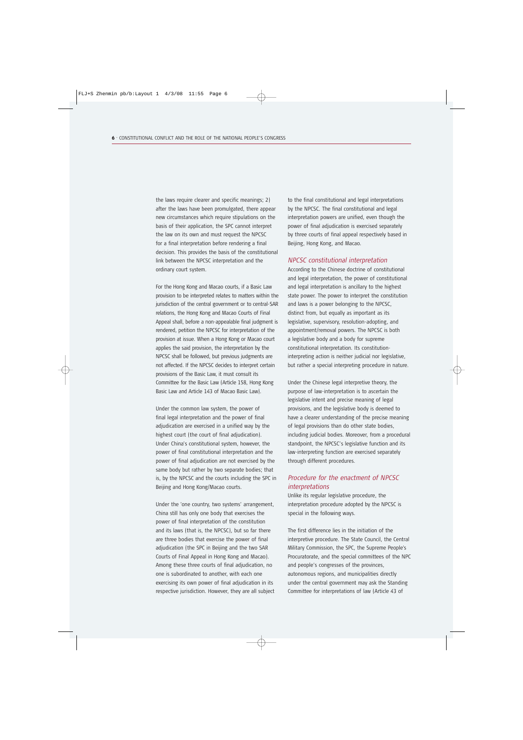the laws require clearer and specific meanings; 2) after the laws have been promulgated, there appear new circumstances which require stipulations on the basis of their application, the SPC cannot interpret the law on its own and must request the NPCSC for a final interpretation before rendering a final decision. This provides the basis of the constitutional link between the NPCSC interpretation and the ordinary court system.

For the Hong Kong and Macao courts, if a Basic Law provision to be interpreted relates to matters within the jurisdiction of the central government or to central-SAR relations, the Hong Kong and Macao Courts of Final Appeal shall, before a non-appealable final judgment is rendered, petition the NPCSC for interpretation of the provision at issue. When a Hong Kong or Macao court applies the said provision, the interpretation by the NPCSC shall be followed, but previous judgments are not affected. If the NPCSC decides to interpret certain provisions of the Basic Law, it must consult its Committee for the Basic Law (Article 158, Hong Kong Basic Law and Article 143 of Macao Basic Law).

Under the common law system, the power of final legal interpretation and the power of final adjudication are exercised in a unified way by the highest court (the court of final adjudication). Under China's constitutional system, however, the power of final constitutional interpretation and the power of final adjudication are not exercised by the same body but rather by two separate bodies; that is, by the NPCSC and the courts including the SPC in Beijing and Hong Kong/Macao courts.

Under the 'one country, two systems' arrangement, China still has only one body that exercises the power of final interpretation of the constitution and its laws (that is, the NPCSC), but so far there are three bodies that exercise the power of final adjudication (the SPC in Beijing and the two SAR Courts of Final Appeal in Hong Kong and Macao). Among these three courts of final adjudication, no one is subordinated to another, with each one exercising its own power of final adjudication in its respective jurisdiction. However, they are all subject to the final constitutional and legal interpretations by the NPCSC. The final constitutional and legal interpretation powers are unified, even though the power of final adjudication is exercised separately by three courts of final appeal respectively based in Beijing, Hong Kong, and Macao.

## *NPCSC constitutional interpretation*

According to the Chinese doctrine of constitutional and legal interpretation, the power of constitutional and legal interpretation is ancillary to the highest state power. The power to interpret the constitution and laws is a power belonging to the NPCSC, distinct from, but equally as important as its legislative, supervisory, resolution-adopting, and appointment/removal powers. The NPCSC is both a legislative body and a body for supreme constitutional interpretation. Its constitution-interpreting action is neither judicial nor legislative, but rather a special interpreting procedure in nature.

Under the Chinese legal interpretive theory, the purpose of law-interpretation is to ascertain the legislative intent and precise meaning of legal provisions, and the legislative body is deemed to have a clearer understanding of the precise meaning of legal provisions than do other state bodies, including judicial bodies. Moreover, from a procedural standpoint, the NPCSC's legislative function and its law-interpreting function are exercised separately through different procedures.

## *Procedure for the enactment of NPCSC interpretations*

Unlike its regular legislative procedure, the interpretation procedure adopted by the NPCSC is special in the following ways.

The first difference lies in the initiation of the interpretive procedure. The State Council, the Central Military Commission, the SPC, the Supreme People's Procuratorate, and the special committees of the NPC and people's congresses of the provinces, autonomous regions, and municipalities directly under the central government may ask the Standing Committee for interpretations of law (Article 43 of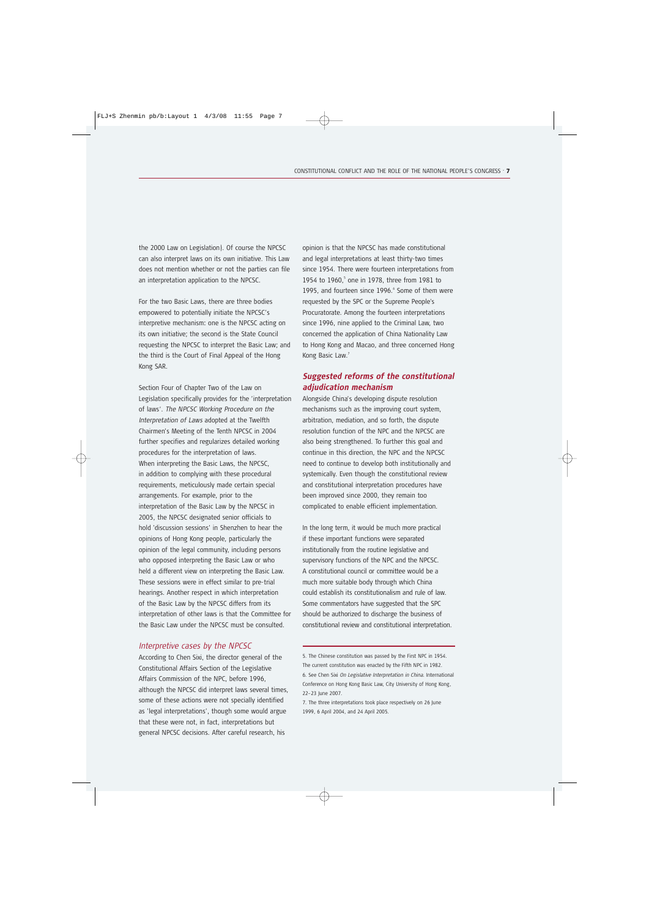the 2000 Law on Legislation). Of course the NPCSC can also interpret laws on its own initiative. This Law does not mention whether or not the parties can file an interpretation application to the NPCSC.

For the two Basic Laws, there are three bodies empowered to potentially initiate the NPCSC's interpretive mechanism: one is the NPCSC acting on its own initiative; the second is the State Council requesting the NPCSC to interpret the Basic Law; and the third is the Court of Final Appeal of the Hong Kong SAR.

Section Four of Chapter Two of the Law on Legislation specifically provides for the 'interpretation of laws'. *The NPCSC Working Procedure on the Interpretation of Laws* adopted at the Twelfth Chairmen's Meeting of the Tenth NPCSC in 2004 further specifies and regularizes detailed working procedures for the interpretation of laws. When interpreting the Basic Laws, the NPCSC, in addition to complying with these procedural requirements, meticulously made certain special arrangements. For example, prior to the interpretation of the Basic Law by the NPCSC in 2005, the NPCSC designated senior officials to hold 'discussion sessions' in Shenzhen to hear the opinions of Hong Kong people, particularly the opinion of the legal community, including persons who opposed interpreting the Basic Law or who held a different view on interpreting the Basic Law. These sessions were in effect similar to pre-trial hearings. Another respect in which interpretation of the Basic Law by the NPCSC differs from its interpretation of other laws is that the Committee for the Basic Law under the NPCSC must be consulted.

### *Interpretive cases by the NPCSC*

According to Chen Sixi, the director general of the Constitutional Affairs Section of the Legislative Affairs Commission of the NPC, before 1996, although the NPCSC did interpret laws several times, some of these actions were not specially identified as 'legal interpretations', though some would argue that these were not, in fact, interpretations but general NPCSC decisions. After careful research, his opinion is that the NPCSC has made constitutional and legal interpretations at least thirty-two times since 1954. There were fourteen interpretations from 1954 to 1960,[5] one in 1978, three from 1981 to 1995, and fourteen since 1996.[6] Some of them were requested by the SPC or the Supreme People's Procuratorate. Among the fourteen interpretations since 1996, nine applied to the Criminal Law, two concerned the application of China Nationality Law to Hong Kong and Macao, and three concerned Hong Kong Basic Law.[7]

## ***Suggested reforms of the constitutional adjudication mechanism***

Alongside China's developing dispute resolution mechanisms such as the improving court system, arbitration, mediation, and so forth, the dispute resolution function of the NPC and the NPCSC are also being strengthened. To further this goal and continue in this direction, the NPC and the NPCSC need to continue to develop both institutionally and systemically. Even though the constitutional review and constitutional interpretation procedures have been improved since 2000, they remain too complicated to enable efficient implementation.

In the long term, it would be much more practical if these important functions were separated institutionally from the routine legislative and supervisory functions of the NPC and the NPCSC. A constitutional council or committee would be a much more suitable body through which China could establish its constitutionalism and rule of law. Some commentators have suggested that the SPC should be authorized to discharge the business of constitutional review and constitutional interpretation.

---

5. The Chinese constitution was passed by the First NPC in 1954. The current constitution was enacted by the Fifth NPC in 1982.
6. See Chen Sixi *On Legislative Interpretation in China*. International Conference on Hong Kong Basic Law, City University of Hong Kong, 22–23 June 2007.
7. The three interpretations took place respectively on 26 June 1999, 6 April 2004, and 24 April 2005.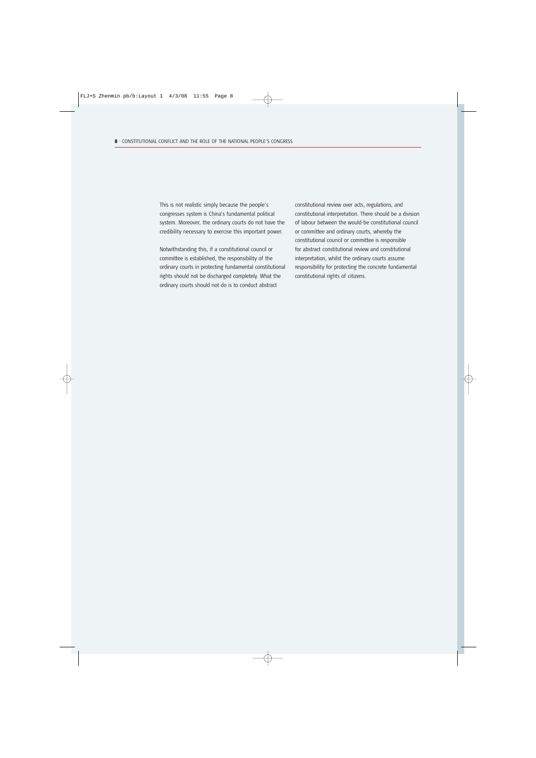This is not realistic simply because the people's congresses system is China's fundamental political system. Moreover, the ordinary courts do not have the credibility necessary to exercise this important power.

Notwithstanding this, if a constitutional council or committee is established, the responsibility of the ordinary courts in protecting fundamental constitutional rights should not be discharged completely. What the ordinary courts should not do is to conduct abstract constitutional review over acts, regulations, and constitutional interpretation. There should be a division of labour between the would-be constitutional council or committee and ordinary courts, whereby the constitutional council or committee is responsible for abstract constitutional review and constitutional interpretation, whilst the ordinary courts assume responsibility for protecting the concrete fundamental constitutional rights of citizens.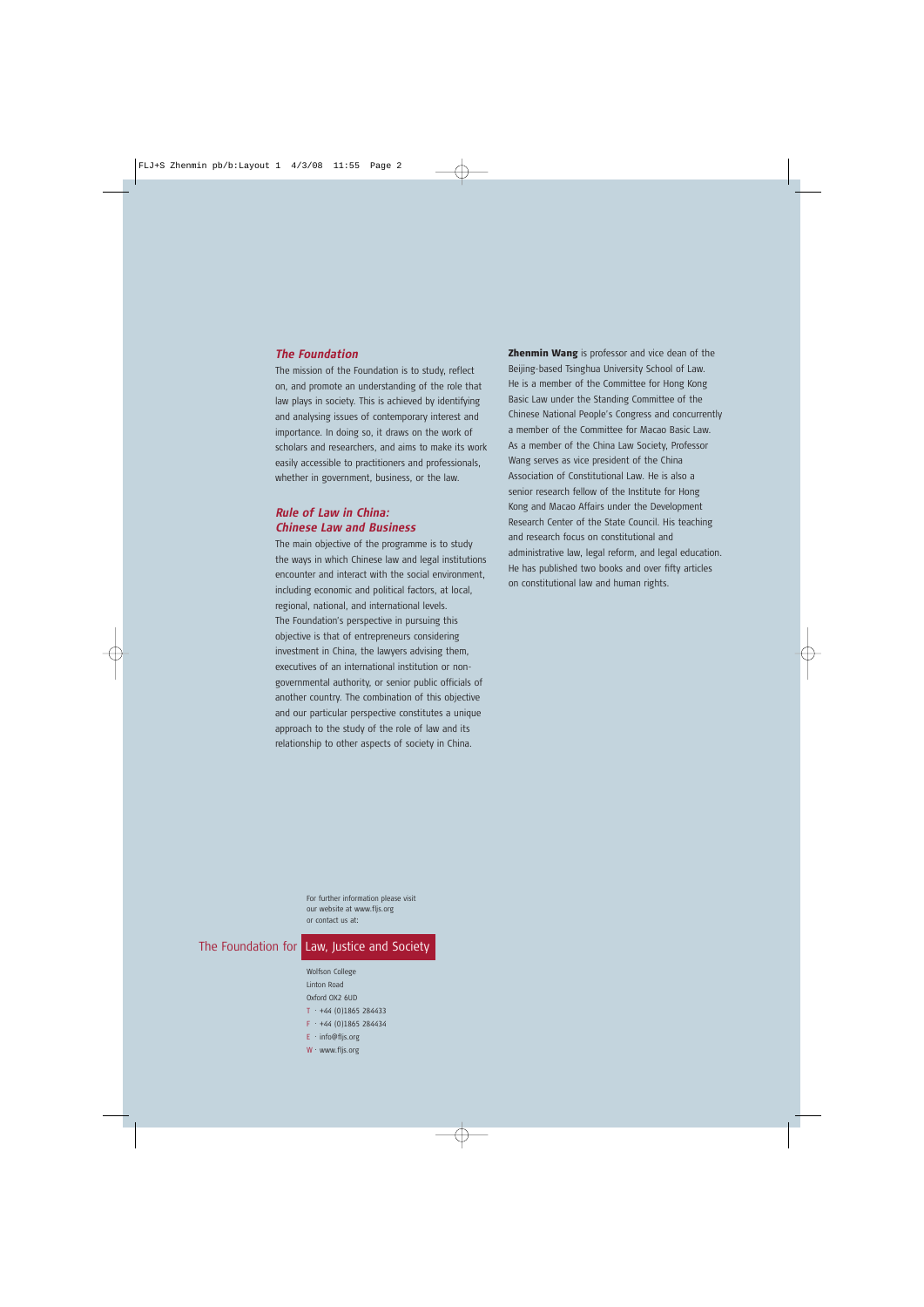### *The Foundation*

The mission of the Foundation is to study, reflect on, and promote an understanding of the role that law plays in society. This is achieved by identifying and analysing issues of contemporary interest and importance. In doing so, it draws on the work of scholars and researchers, and aims to make its work easily accessible to practitioners and professionals, whether in government, business, or the law.

### *Rule of Law in China: Chinese Law and Business*

The main objective of the programme is to study the ways in which Chinese law and legal institutions encounter and interact with the social environment, including economic and political factors, at local, regional, national, and international levels.
The Foundation's perspective in pursuing this objective is that of entrepreneurs considering investment in China, the lawyers advising them, executives of an international institution or non-governmental authority, or senior public officials of another country. The combination of this objective and our particular perspective constitutes a unique approach to the study of the role of law and its relationship to other aspects of society in China.

**Zhenmin Wang** is professor and vice dean of the Beijing-based Tsinghua University School of Law. He is a member of the Committee for Hong Kong Basic Law under the Standing Committee of the Chinese National People's Congress and concurrently a member of the Committee for Macao Basic Law. As a member of the China Law Society, Professor Wang serves as vice president of the China Association of Constitutional Law. He is also a senior research fellow of the Institute for Hong Kong and Macao Affairs under the Development Research Center of the State Council. His teaching and research focus on constitutional and administrative law, legal reform, and legal education. He has published two books and over fifty articles on constitutional law and human rights.

For further information please visit our website at www.fljs.org or contact us at:

The Foundation for Law, Justice and Society

Wolfson College
Linton Road
Oxford OX2 6UD
T · +44 (0)1865 284433
F · +44 (0)1865 284434
E · info@fljs.org
W · www.fljs.org